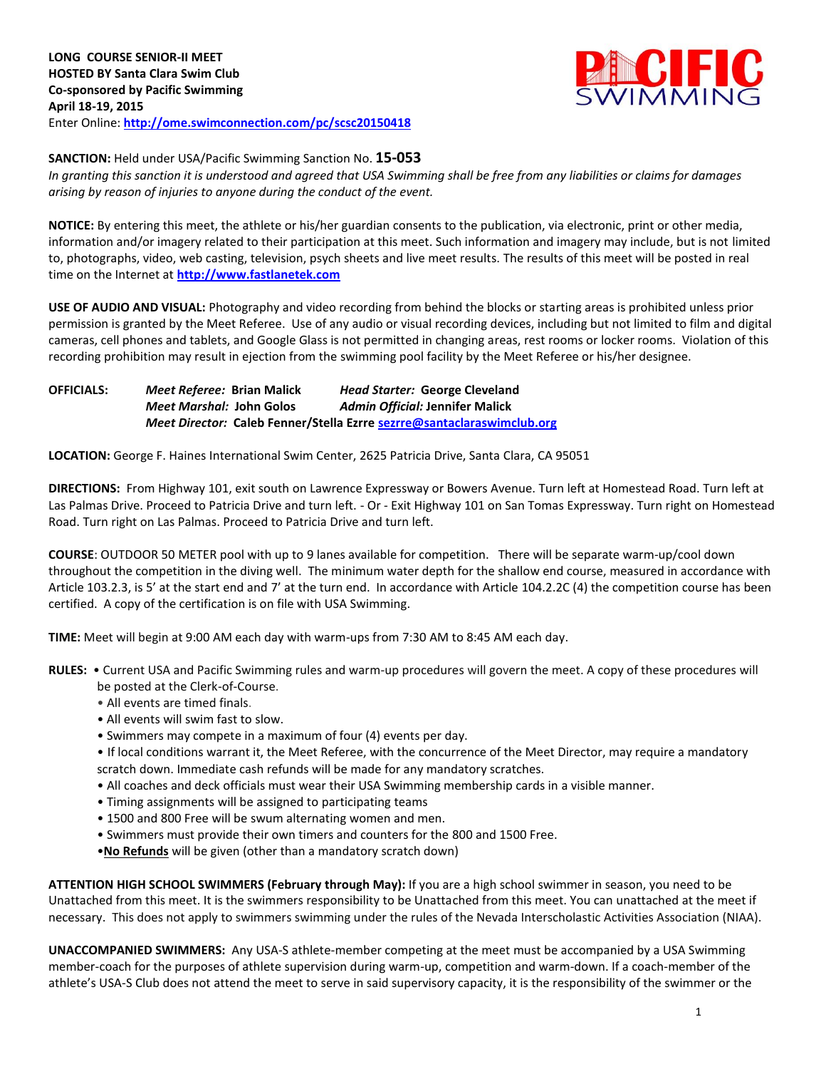**LONG COURSE SENIOR-II MEET**
**HOSTED BY Santa Clara Swim Club**
**Co-sponsored by Pacific Swimming**
**April 18-19, 2015**
Enter Online: **http://ome.swimconnection.com/pc/scsc20150418**

**SANCTION:** Held under USA/Pacific Swimming Sanction No. **15-053**
*In granting this sanction it is understood and agreed that USA Swimming shall be free from any liabilities or claims for damages arising by reason of injuries to anyone during the conduct of the event.*

**NOTICE:** By entering this meet, the athlete or his/her guardian consents to the publication, via electronic, print or other media, information and/or imagery related to their participation at this meet. Such information and imagery may include, but is not limited to, photographs, video, web casting, television, psych sheets and live meet results. The results of this meet will be posted in real time on the Internet at **http://www.fastlanetek.com**

**USE OF AUDIO AND VISUAL:** Photography and video recording from behind the blocks or starting areas is prohibited unless prior permission is granted by the Meet Referee. Use of any audio or visual recording devices, including but not limited to film and digital cameras, cell phones and tablets, and Google Glass is not permitted in changing areas, rest rooms or locker rooms. Violation of this recording prohibition may result in ejection from the swimming pool facility by the Meet Referee or his/her designee.

**OFFICIALS:** *Meet Referee:* **Brian Malick** *Head Starter:* **George Cleveland**
*Meet Marshal:* **John Golos** *Admin Official:* **Jennifer Malick**
*Meet Director:* **Caleb Fenner/Stella Ezrre sezrre@santaclaraswimclub.org**

**LOCATION:** George F. Haines International Swim Center, 2625 Patricia Drive, Santa Clara, CA 95051

**DIRECTIONS:** From Highway 101, exit south on Lawrence Expressway or Bowers Avenue. Turn left at Homestead Road. Turn left at Las Palmas Drive. Proceed to Patricia Drive and turn left. - Or - Exit Highway 101 on San Tomas Expressway. Turn right on Homestead Road. Turn right on Las Palmas. Proceed to Patricia Drive and turn left.

**COURSE**: OUTDOOR 50 METER pool with up to 9 lanes available for competition. There will be separate warm-up/cool down throughout the competition in the diving well. The minimum water depth for the shallow end course, measured in accordance with Article 103.2.3, is 5' at the start end and 7' at the turn end. In accordance with Article 104.2.2C (4) the competition course has been certified. A copy of the certification is on file with USA Swimming.

**TIME:** Meet will begin at 9:00 AM each day with warm-ups from 7:30 AM to 8:45 AM each day.

**RULES:**
- Current USA and Pacific Swimming rules and warm-up procedures will govern the meet. A copy of these procedures will be posted at the Clerk-of-Course.
- All events are timed finals.
- All events will swim fast to slow.
- Swimmers may compete in a maximum of four (4) events per day.
- If local conditions warrant it, the Meet Referee, with the concurrence of the Meet Director, may require a mandatory scratch down. Immediate cash refunds will be made for any mandatory scratches.
- All coaches and deck officials must wear their USA Swimming membership cards in a visible manner.
- Timing assignments will be assigned to participating teams
- 1500 and 800 Free will be swum alternating women and men.
- Swimmers must provide their own timers and counters for the 800 and 1500 Free.
- **No Refunds** will be given (other than a mandatory scratch down)

**ATTENTION HIGH SCHOOL SWIMMERS (February through May):** If you are a high school swimmer in season, you need to be Unattached from this meet. It is the swimmers responsibility to be Unattached from this meet. You can unattached at the meet if necessary. This does not apply to swimmers swimming under the rules of the Nevada Interscholastic Activities Association (NIAA).

**UNACCOMPANIED SWIMMERS:** Any USA-S athlete-member competing at the meet must be accompanied by a USA Swimming member-coach for the purposes of athlete supervision during warm-up, competition and warm-down. If a coach-member of the athlete's USA-S Club does not attend the meet to serve in said supervisory capacity, it is the responsibility of the swimmer or the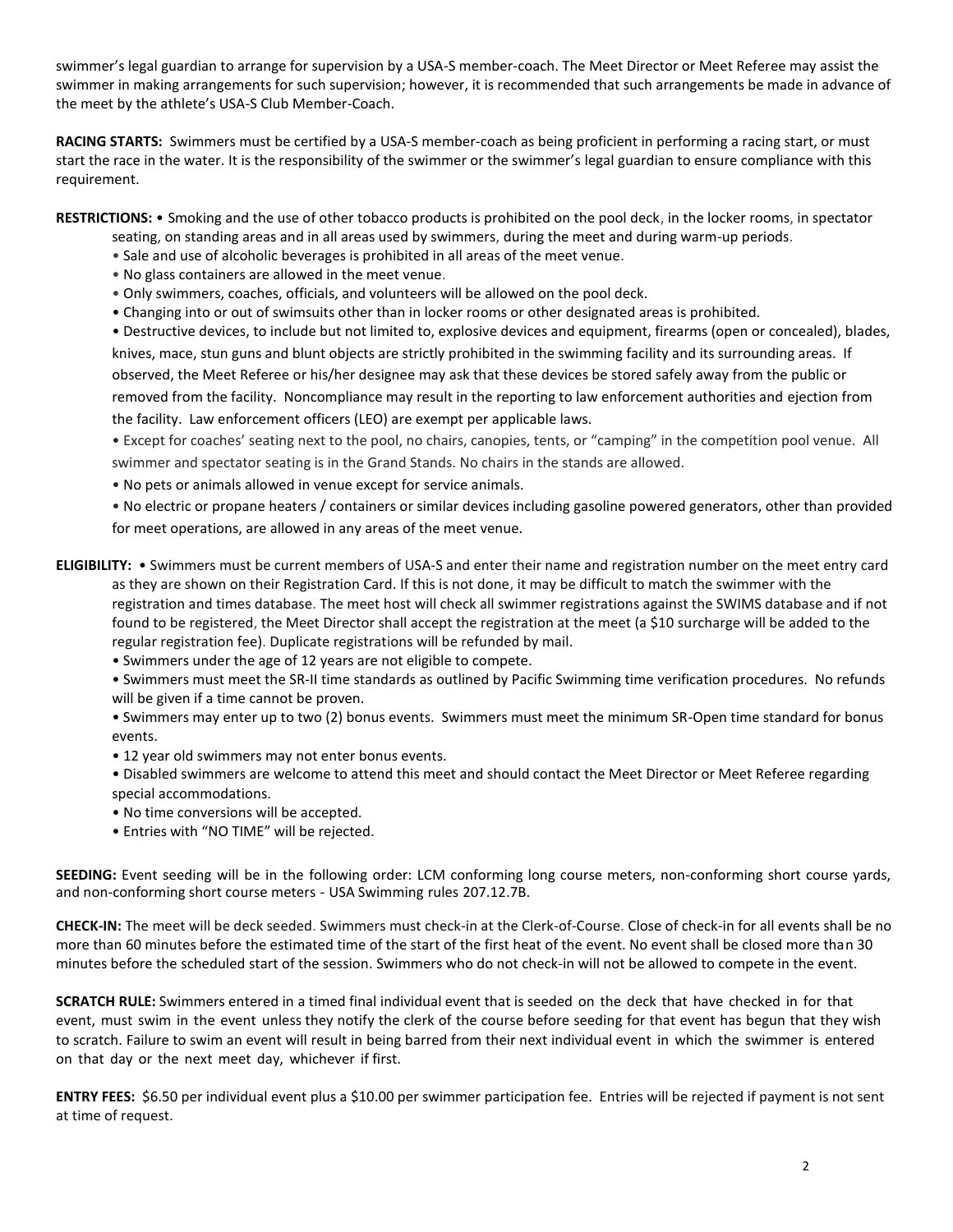swimmer's legal guardian to arrange for supervision by a USA-S member-coach. The Meet Director or Meet Referee may assist the swimmer in making arrangements for such supervision; however, it is recommended that such arrangements be made in advance of the meet by the athlete's USA-S Club Member-Coach.

**RACING STARTS:** Swimmers must be certified by a USA-S member-coach as being proficient in performing a racing start, or must start the race in the water. It is the responsibility of the swimmer or the swimmer's legal guardian to ensure compliance with this requirement.

**RESTRICTIONS:** • Smoking and the use of other tobacco products is prohibited on the pool deck, in the locker rooms, in spectator seating, on standing areas and in all areas used by swimmers, during the meet and during warm-up periods.

- Sale and use of alcoholic beverages is prohibited in all areas of the meet venue.
- No glass containers are allowed in the meet venue.
- Only swimmers, coaches, officials, and volunteers will be allowed on the pool deck.
- Changing into or out of swimsuits other than in locker rooms or other designated areas is prohibited.
- Destructive devices, to include but not limited to, explosive devices and equipment, firearms (open or concealed), blades, knives, mace, stun guns and blunt objects are strictly prohibited in the swimming facility and its surrounding areas. If observed, the Meet Referee or his/her designee may ask that these devices be stored safely away from the public or removed from the facility. Noncompliance may result in the reporting to law enforcement authorities and ejection from the facility. Law enforcement officers (LEO) are exempt per applicable laws.
- Except for coaches' seating next to the pool, no chairs, canopies, tents, or "camping" in the competition pool venue. All swimmer and spectator seating is in the Grand Stands. No chairs in the stands are allowed.
- No pets or animals allowed in venue except for service animals.
- No electric or propane heaters / containers or similar devices including gasoline powered generators, other than provided for meet operations, are allowed in any areas of the meet venue.

**ELIGIBILITY:** • Swimmers must be current members of USA-S and enter their name and registration number on the meet entry card as they are shown on their Registration Card. If this is not done, it may be difficult to match the swimmer with the registration and times database. The meet host will check all swimmer registrations against the SWIMS database and if not found to be registered, the Meet Director shall accept the registration at the meet (a $10 surcharge will be added to the regular registration fee). Duplicate registrations will be refunded by mail.

- Swimmers under the age of 12 years are not eligible to compete.
- Swimmers must meet the SR-II time standards as outlined by Pacific Swimming time verification procedures. No refunds will be given if a time cannot be proven.
- Swimmers may enter up to two (2) bonus events. Swimmers must meet the minimum SR-Open time standard for bonus events.
- 12 year old swimmers may not enter bonus events.
- Disabled swimmers are welcome to attend this meet and should contact the Meet Director or Meet Referee regarding special accommodations.
- No time conversions will be accepted.
- Entries with "NO TIME" will be rejected.

**SEEDING:** Event seeding will be in the following order: LCM conforming long course meters, non-conforming short course yards, and non-conforming short course meters - USA Swimming rules 207.12.7B.

**CHECK-IN:** The meet will be deck seeded. Swimmers must check-in at the Clerk-of-Course. Close of check-in for all events shall be no more than 60 minutes before the estimated time of the start of the first heat of the event. No event shall be closed more than 30 minutes before the scheduled start of the session. Swimmers who do not check-in will not be allowed to compete in the event.

**SCRATCH RULE:** Swimmers entered in a timed final individual event that is seeded on the deck that have checked in for that event, must swim in the event unless they notify the clerk of the course before seeding for that event has begun that they wish to scratch. Failure to swim an event will result in being barred from their next individual event in which the swimmer is entered on that day or the next meet day, whichever if first.

**ENTRY FEES:** $6.50 per individual event plus a $10.00 per swimmer participation fee. Entries will be rejected if payment is not sent at time of request.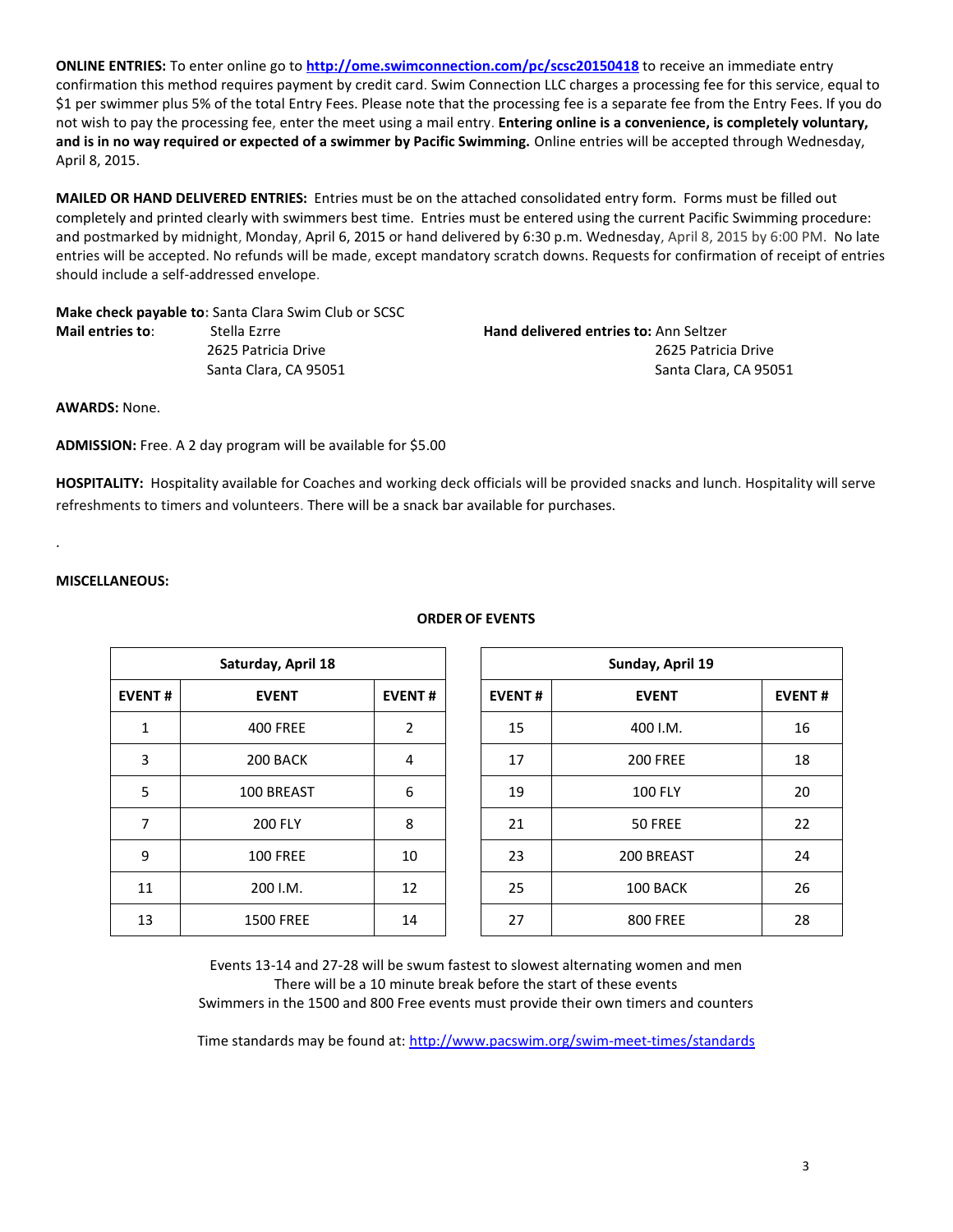**ONLINE ENTRIES:** To enter online go to **http://ome.swimconnection.com/pc/scsc20150418** to receive an immediate entry confirmation this method requires payment by credit card. Swim Connection LLC charges a processing fee for this service, equal to $1 per swimmer plus 5% of the total Entry Fees. Please note that the processing fee is a separate fee from the Entry Fees. If you do not wish to pay the processing fee, enter the meet using a mail entry. **Entering online is a convenience, is completely voluntary, and is in no way required or expected of a swimmer by Pacific Swimming.** Online entries will be accepted through Wednesday, April 8, 2015.

**MAILED OR HAND DELIVERED ENTRIES:** Entries must be on the attached consolidated entry form. Forms must be filled out completely and printed clearly with swimmers best time. Entries must be entered using the current Pacific Swimming procedure: and postmarked by midnight, Monday, April 6, 2015 or hand delivered by 6:30 p.m. Wednesday, April 8, 2015 by 6:00 PM. No late entries will be accepted. No refunds will be made, except mandatory scratch downs. Requests for confirmation of receipt of entries should include a self-addressed envelope.

**Make check payable to:** Santa Clara Swim Club or SCSC

**Mail entries to**:
Stella Ezrre
2625 Patricia Drive
Santa Clara, CA 95051

**Hand delivered entries to:** Ann Seltzer
2625 Patricia Drive
Santa Clara, CA 95051

**AWARDS:** None.

**ADMISSION:** Free. A 2 day program will be available for $5.00

**HOSPITALITY:** Hospitality available for Coaches and working deck officials will be provided snacks and lunch. Hospitality will serve refreshments to timers and volunteers. There will be a snack bar available for purchases.

.

**MISCELLANEOUS:**

**ORDER OF EVENTS**

| Saturday, April 18 | | |
|---|---|---|
| **EVENT #** | **EVENT** | **EVENT #** |
| 1 | 400 FREE | 2 |
| 3 | 200 BACK | 4 |
| 5 | 100 BREAST | 6 |
| 7 | 200 FLY | 8 |
| 9 | 100 FREE | 10 |
| 11 | 200 I.M. | 12 |
| 13 | 1500 FREE | 14 |

| Sunday, April 19 | | |
|---|---|---|
| **EVENT #** | **EVENT** | **EVENT #** |
| 15 | 400 I.M. | 16 |
| 17 | 200 FREE | 18 |
| 19 | 100 FLY | 20 |
| 21 | 50 FREE | 22 |
| 23 | 200 BREAST | 24 |
| 25 | 100 BACK | 26 |
| 27 | 800 FREE | 28 |

Events 13-14 and 27-28 will be swum fastest to slowest alternating women and men
There will be a 10 minute break before the start of these events
Swimmers in the 1500 and 800 Free events must provide their own timers and counters

Time standards may be found at: http://www.pacswim.org/swim-meet-times/standards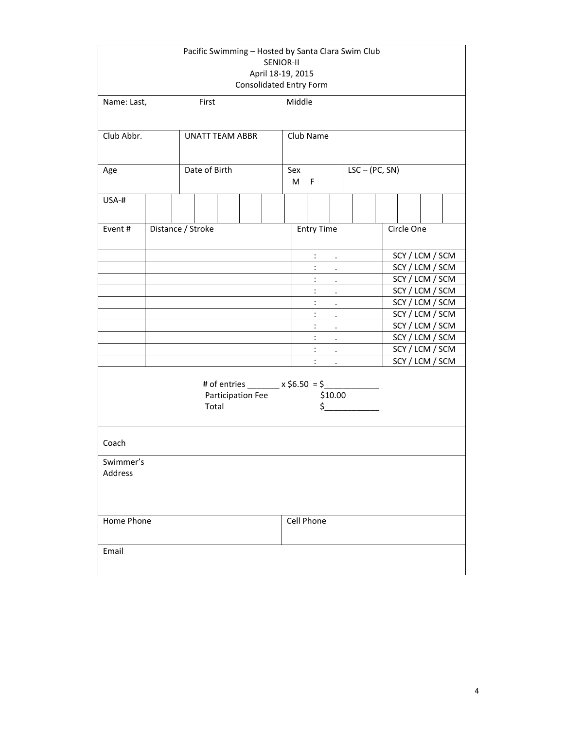Pacific Swimming – Hosted by Santa Clara Swim Club
SENIOR-II
April 18-19, 2015
Consolidated Entry Form

| Name: Last, | First | Middle |
|---|---|---|
| | | |

| Club Abbr. | UNATT TEAM ABBR | Club Name |
|---|---|---|
| | | |

| Age | Date of Birth | Sex M F | LSC – (PC, SN) |
|---|---|---|---|
| | | | |

| USA-# | | | | | | | | | | | | | | |
|---|---|---|---|---|---|---|---|---|---|---|---|---|---|---|

| Event # | Distance / Stroke | Entry Time | Circle One |
|---|---|---|---|
| | | : . | SCY / LCM / SCM |
| | | : . | SCY / LCM / SCM |
| | | : . | SCY / LCM / SCM |
| | | : . | SCY / LCM / SCM |
| | | : . | SCY / LCM / SCM |
| | | : . | SCY / LCM / SCM |
| | | : . | SCY / LCM / SCM |
| | | : . | SCY / LCM / SCM |
| | | : . | SCY / LCM / SCM |
| | | : . | SCY / LCM / SCM |

# of entries _______ x $6.50 = $____________
Participation Fee $10.00
Total $____________

Coach

Swimmer's Address

| Home Phone | Cell Phone |
|---|---|
| | |

Email